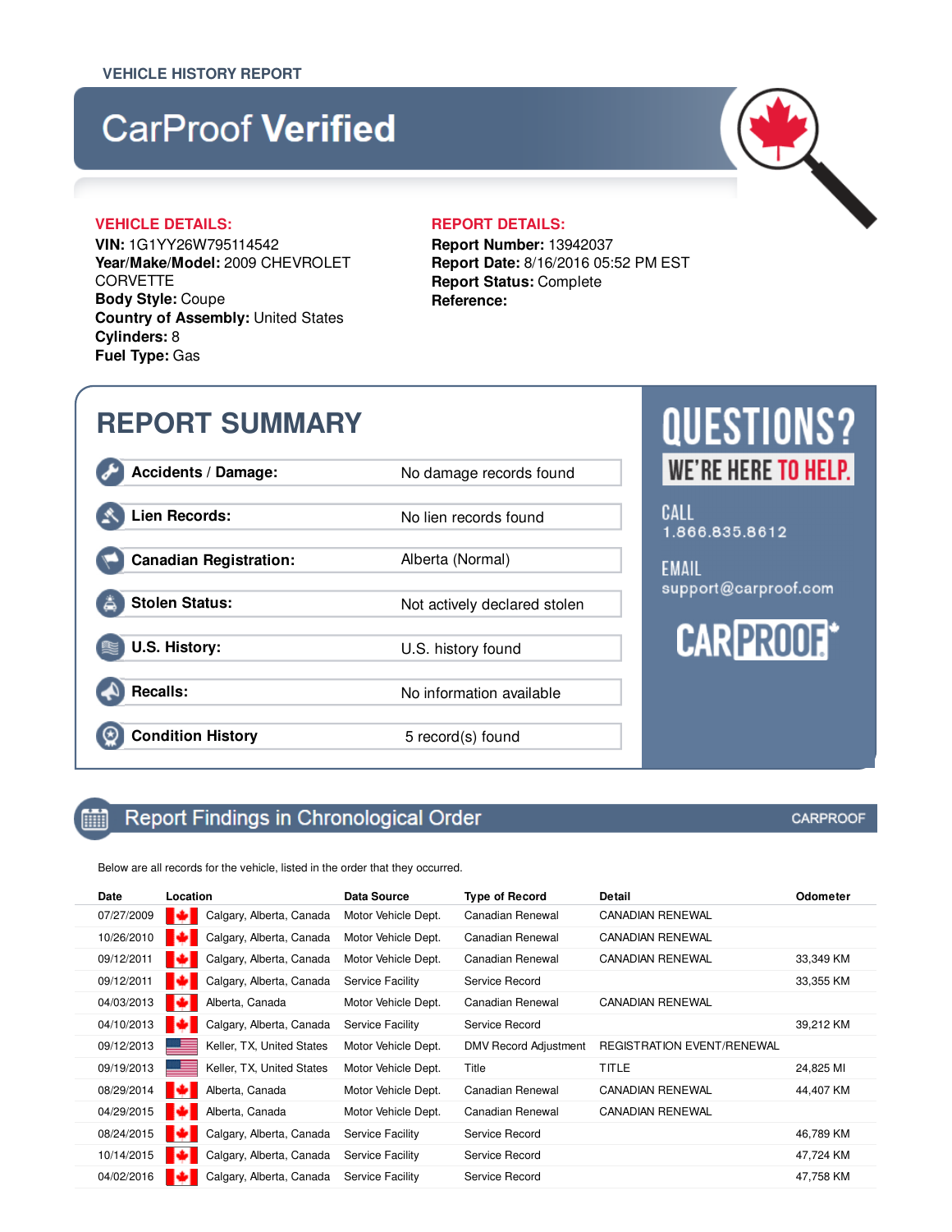VEHICLE HISTORY REPORT

# CarProof **Verified**

**VEHICLE DETAILS:**

**VIN:** 1G1YY26W795114542
**Year/Make/Model:** 2009 CHEVROLET CORVETTE
**Body Style:** Coupe
**Country of Assembly:** United States
**Cylinders:** 8
**Fuel Type:** Gas

**REPORT DETAILS:**

**Report Number:** 13942037
**Report Date:** 8/16/2016 05:52 PM EST
**Report Status:** Complete
**Reference:**

## REPORT SUMMARY

| | |
|---|---|
| **Accidents / Damage:** | No damage records found |
| **Lien Records:** | No lien records found |
| **Canadian Registration:** | Alberta (Normal) |
| **Stolen Status:** | Not actively declared stolen |
| **U.S. History:** | U.S. history found |
| **Recalls:** | No information available |
| **Condition History** | 5 record(s) found |

**QUESTIONS?**
**WE'RE HERE TO HELP.**

CALL
1.866.835.8612

EMAIL
support@carproof.com

CARPROOF

## Report Findings in Chronological Order

CARPROOF

Below are all records for the vehicle, listed in the order that they occurred.

| Date | Location | Data Source | Type of Record | Detail | Odometer |
|---|---|---|---|---|---|
| 07/27/2009 | Calgary, Alberta, Canada | Motor Vehicle Dept. | Canadian Renewal | CANADIAN RENEWAL | |
| 10/26/2010 | Calgary, Alberta, Canada | Motor Vehicle Dept. | Canadian Renewal | CANADIAN RENEWAL | |
| 09/12/2011 | Calgary, Alberta, Canada | Motor Vehicle Dept. | Canadian Renewal | CANADIAN RENEWAL | 33,349 KM |
| 09/12/2011 | Calgary, Alberta, Canada | Service Facility | Service Record | | 33,355 KM |
| 04/03/2013 | Alberta, Canada | Motor Vehicle Dept. | Canadian Renewal | CANADIAN RENEWAL | |
| 04/10/2013 | Calgary, Alberta, Canada | Service Facility | Service Record | | 39,212 KM |
| 09/12/2013 | Keller, TX, United States | Motor Vehicle Dept. | DMV Record Adjustment | REGISTRATION EVENT/RENEWAL | |
| 09/19/2013 | Keller, TX, United States | Motor Vehicle Dept. | Title | TITLE | 24,825 MI |
| 08/29/2014 | Alberta, Canada | Motor Vehicle Dept. | Canadian Renewal | CANADIAN RENEWAL | 44,407 KM |
| 04/29/2015 | Alberta, Canada | Motor Vehicle Dept. | Canadian Renewal | CANADIAN RENEWAL | |
| 08/24/2015 | Calgary, Alberta, Canada | Service Facility | Service Record | | 46,789 KM |
| 10/14/2015 | Calgary, Alberta, Canada | Service Facility | Service Record | | 47,724 KM |
| 04/02/2016 | Calgary, Alberta, Canada | Service Facility | Service Record | | 47,758 KM |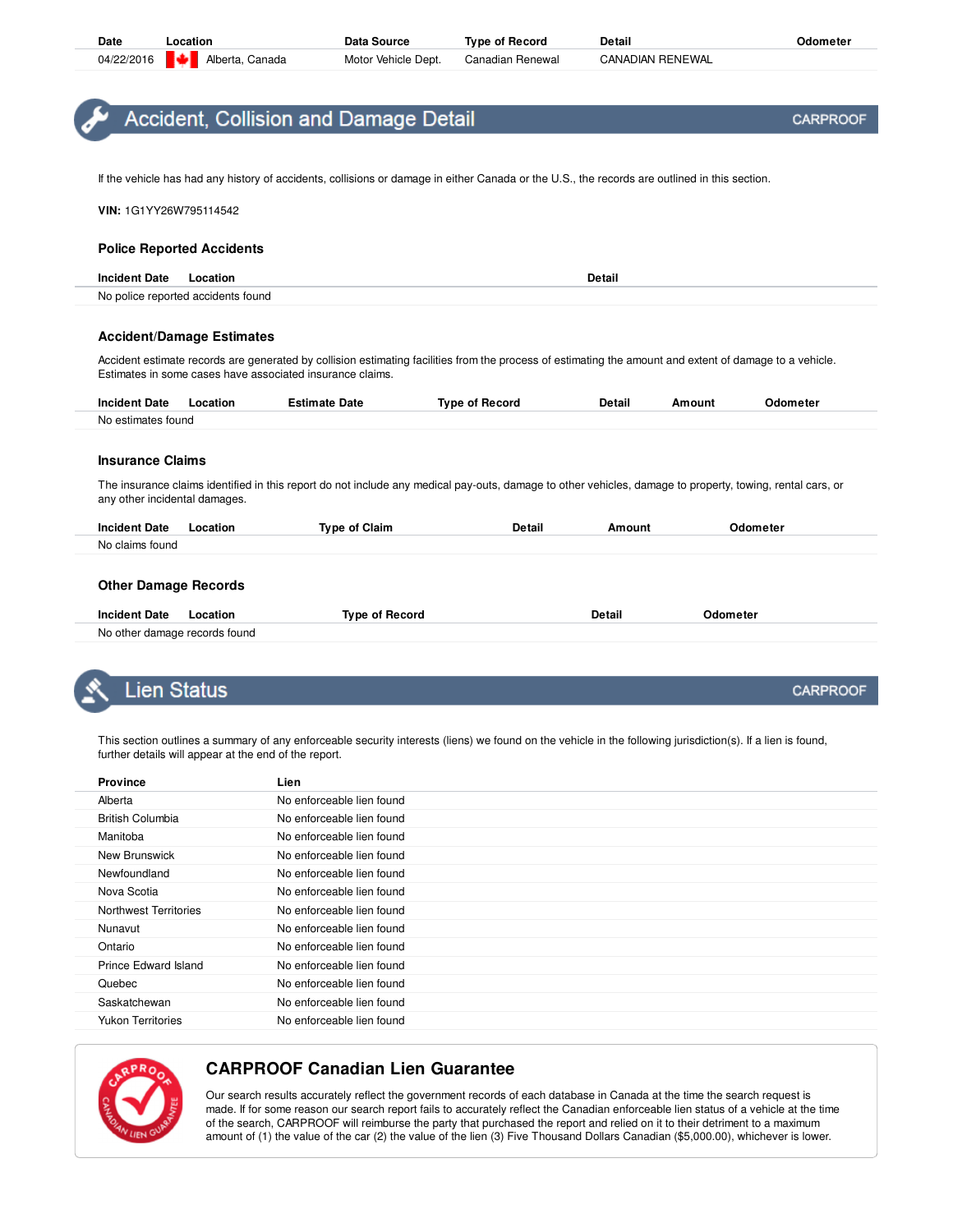| Date | Location | Data Source | Type of Record | Detail | Odometer |
|---|---|---|---|---|---|
| 04/22/2016 | Alberta, Canada | Motor Vehicle Dept. | Canadian Renewal | CANADIAN RENEWAL | |

## Accident, Collision and Damage Detail

CARPROOF

If the vehicle has had any history of accidents, collisions or damage in either Canada or the U.S., the records are outlined in this section.

**VIN:** 1G1YY26W795114542

### Police Reported Accidents

| Incident Date | Location | Detail |
|---|---|---|
| No police reported accidents found | | |

### Accident/Damage Estimates

Accident estimate records are generated by collision estimating facilities from the process of estimating the amount and extent of damage to a vehicle. Estimates in some cases have associated insurance claims.

| Incident Date | Location | Estimate Date | Type of Record | Detail | Amount | Odometer |
|---|---|---|---|---|---|---|
| No estimates found | | | | | | |

### Insurance Claims

The insurance claims identified in this report do not include any medical pay-outs, damage to other vehicles, damage to property, towing, rental cars, or any other incidental damages.

| Incident Date | Location | Type of Claim | Detail | Amount | Odometer |
|---|---|---|---|---|---|
| No claims found | | | | | |

### Other Damage Records

| Incident Date | Location | Type of Record | Detail | Odometer |
|---|---|---|---|---|
| No other damage records found | | | | |

## Lien Status

CARPROOF

This section outlines a summary of any enforceable security interests (liens) we found on the vehicle in the following jurisdiction(s). If a lien is found, further details will appear at the end of the report.

| Province | Lien |
|---|---|
| Alberta | No enforceable lien found |
| British Columbia | No enforceable lien found |
| Manitoba | No enforceable lien found |
| New Brunswick | No enforceable lien found |
| Newfoundland | No enforceable lien found |
| Nova Scotia | No enforceable lien found |
| Northwest Territories | No enforceable lien found |
| Nunavut | No enforceable lien found |
| Ontario | No enforceable lien found |
| Prince Edward Island | No enforceable lien found |
| Quebec | No enforceable lien found |
| Saskatchewan | No enforceable lien found |
| Yukon Territories | No enforceable lien found |

### CARPROOF Canadian Lien Guarantee

Our search results accurately reflect the government records of each database in Canada at the time the search request is made. If for some reason our search report fails to accurately reflect the Canadian enforceable lien status of a vehicle at the time of the search, CARPROOF will reimburse the party that purchased the report and relied on it to their detriment to a maximum amount of (1) the value of the car (2) the value of the lien (3) Five Thousand Dollars Canadian ($5,000.00), whichever is lower.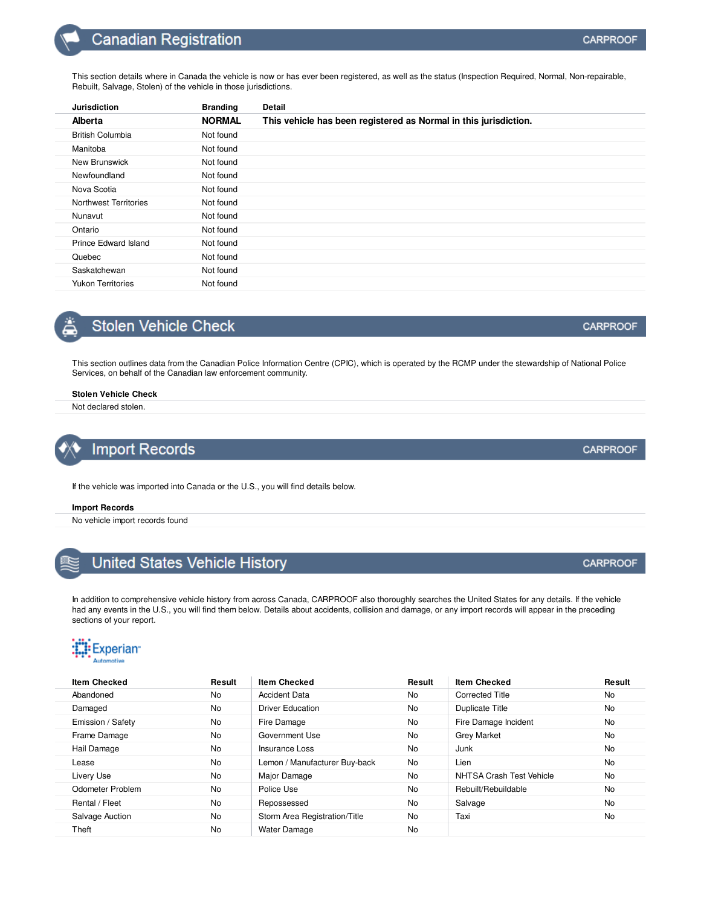## Canadian Registration

CARPROOF

This section details where in Canada the vehicle is now or has ever been registered, as well as the status (Inspection Required, Normal, Non-repairable, Rebuilt, Salvage, Stolen) of the vehicle in those jurisdictions.

| Jurisdiction | Branding | Detail |
|---|---|---|
| **Alberta** | **NORMAL** | **This vehicle has been registered as Normal in this jurisdiction.** |
| British Columbia | Not found | |
| Manitoba | Not found | |
| New Brunswick | Not found | |
| Newfoundland | Not found | |
| Nova Scotia | Not found | |
| Northwest Territories | Not found | |
| Nunavut | Not found | |
| Ontario | Not found | |
| Prince Edward Island | Not found | |
| Quebec | Not found | |
| Saskatchewan | Not found | |
| Yukon Territories | Not found | |

## Stolen Vehicle Check

CARPROOF

This section outlines data from the Canadian Police Information Centre (CPIC), which is operated by the RCMP under the stewardship of National Police Services, on behalf of the Canadian law enforcement community.

**Stolen Vehicle Check**

Not declared stolen.

## Import Records

CARPROOF

If the vehicle was imported into Canada or the U.S., you will find details below.

**Import Records**

No vehicle import records found

## United States Vehicle History

CARPROOF

In addition to comprehensive vehicle history from across Canada, CARPROOF also thoroughly searches the United States for any details. If the vehicle had any events in the U.S., you will find them below. Details about accidents, collision and damage, or any import records will appear in the preceding sections of your report.

Experian Automotive

| Item Checked | Result | Item Checked | Result | Item Checked | Result |
|---|---|---|---|---|---|
| Abandoned | No | Accident Data | No | Corrected Title | No |
| Damaged | No | Driver Education | No | Duplicate Title | No |
| Emission / Safety | No | Fire Damage | No | Fire Damage Incident | No |
| Frame Damage | No | Government Use | No | Grey Market | No |
| Hail Damage | No | Insurance Loss | No | Junk | No |
| Lease | No | Lemon / Manufacturer Buy-back | No | Lien | No |
| Livery Use | No | Major Damage | No | NHTSA Crash Test Vehicle | No |
| Odometer Problem | No | Police Use | No | Rebuilt/Rebuildable | No |
| Rental / Fleet | No | Repossessed | No | Salvage | No |
| Salvage Auction | No | Storm Area Registration/Title | No | Taxi | No |
| Theft | No | Water Damage | No | | |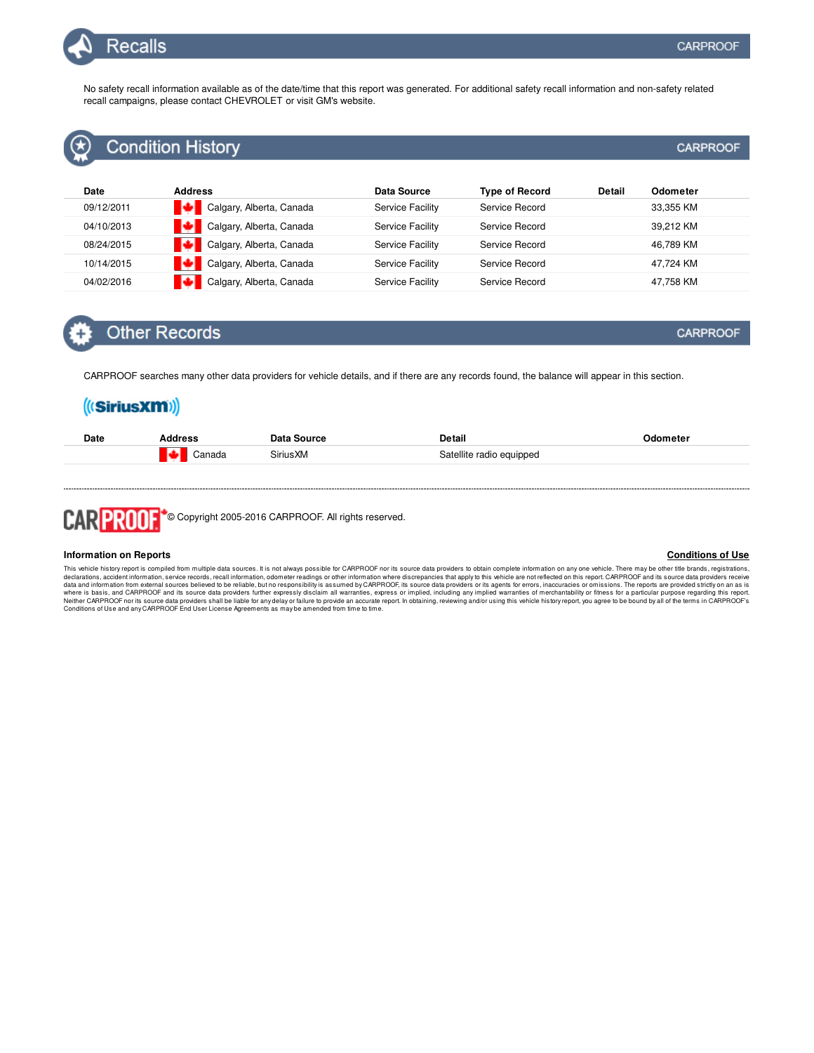## Recalls

CARPROOF

No safety recall information available as of the date/time that this report was generated. For additional safety recall information and non-safety related recall campaigns, please contact CHEVROLET or visit GM's website.

## Condition History

CARPROOF

| Date | Address | Data Source | Type of Record | Detail | Odometer |
|---|---|---|---|---|---|
| 09/12/2011 | Calgary, Alberta, Canada | Service Facility | Service Record | | 33,355 KM |
| 04/10/2013 | Calgary, Alberta, Canada | Service Facility | Service Record | | 39,212 KM |
| 08/24/2015 | Calgary, Alberta, Canada | Service Facility | Service Record | | 46,789 KM |
| 10/14/2015 | Calgary, Alberta, Canada | Service Facility | Service Record | | 47,724 KM |
| 04/02/2016 | Calgary, Alberta, Canada | Service Facility | Service Record | | 47,758 KM |

## Other Records

CARPROOF

CARPROOF searches many other data providers for vehicle details, and if there are any records found, the balance will appear in this section.

SiriusXM

| Date | Address | Data Source | Detail | Odometer |
|---|---|---|---|---|
| | Canada | SiriusXM | Satellite radio equipped | |

---

CARPROOF © Copyright 2005-2016 CARPROOF. All rights reserved.

**Information on Reports** | **Conditions of Use**

This vehicle history report is compiled from multiple data sources. It is not always possible for CARPROOF nor its source data providers to obtain complete information on any one vehicle. There may be other title brands, registrations, declarations, accident information, service records, recall information, odometer readings or other information where discrepancies that apply to this vehicle are not reflected on this report. CARPROOF and its source data providers receive data and information from external sources believed to be reliable, but no responsibility is assumed by CARPROOF, its source data providers or its agents for errors, inaccuracies or omissions. The reports are provided strictly on an as is where is basis, and CARPROOF and its source data providers further expressly disclaim all warranties, express or implied, including any implied warranties of merchantability or fitness for a particular purpose regarding this report. Neither CARPROOF nor its source data providers shall be liable for any delay or failure to provide an accurate report. In obtaining, reviewing and/or using this vehicle history report, you agree to be bound by all of the terms in CARPROOF's Conditions of Use and any CARPROOF End User License Agreements as may be amended from time to time.